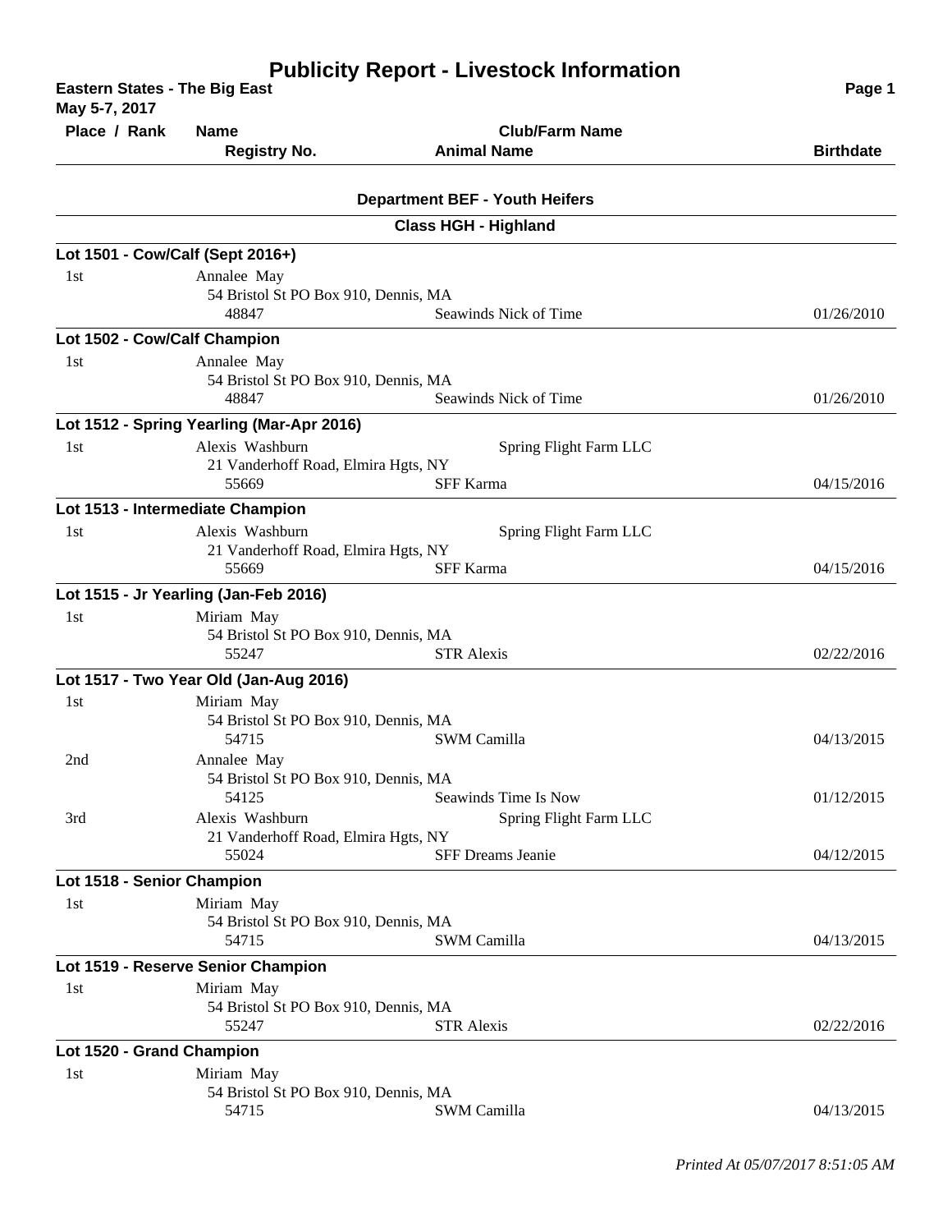# Publicity Report - Livestock Information

**Eastern States - The Big East**
**May 5-7, 2017**

| Place / Rank | Name / Registry No. | Club/Farm Name / Animal Name | Birthdate |
|---|---|---|---|

## Department BEF - Youth Heifers

### Class HGH - Highland

**Lot 1501 - Cow/Calf (Sept 2016+)**

| Place / Rank | Name / Registry No. | Club/Farm Name / Animal Name | Birthdate |
|---|---|---|---|
| 1st | Annalee May<br>54 Bristol St PO Box 910, Dennis, MA<br>48847 | Seawinds Nick of Time | 01/26/2010 |

**Lot 1502 - Cow/Calf Champion**

| Place / Rank | Name / Registry No. | Club/Farm Name / Animal Name | Birthdate |
|---|---|---|---|
| 1st | Annalee May<br>54 Bristol St PO Box 910, Dennis, MA<br>48847 | Seawinds Nick of Time | 01/26/2010 |

**Lot 1512 - Spring Yearling (Mar-Apr 2016)**

| Place / Rank | Name / Registry No. | Club/Farm Name / Animal Name | Birthdate |
|---|---|---|---|
| 1st | Alexis Washburn<br>21 Vanderhoff Road, Elmira Hgts, NY<br>55669 | Spring Flight Farm LLC<br>SFF Karma | 04/15/2016 |

**Lot 1513 - Intermediate Champion**

| Place / Rank | Name / Registry No. | Club/Farm Name / Animal Name | Birthdate |
|---|---|---|---|
| 1st | Alexis Washburn<br>21 Vanderhoff Road, Elmira Hgts, NY<br>55669 | Spring Flight Farm LLC<br>SFF Karma | 04/15/2016 |

**Lot 1515 - Jr Yearling (Jan-Feb 2016)**

| Place / Rank | Name / Registry No. | Club/Farm Name / Animal Name | Birthdate |
|---|---|---|---|
| 1st | Miriam May<br>54 Bristol St PO Box 910, Dennis, MA<br>55247 | STR Alexis | 02/22/2016 |

**Lot 1517 - Two Year Old (Jan-Aug 2016)**

| Place / Rank | Name / Registry No. | Club/Farm Name / Animal Name | Birthdate |
|---|---|---|---|
| 1st | Miriam May<br>54 Bristol St PO Box 910, Dennis, MA<br>54715 | SWM Camilla | 04/13/2015 |
| 2nd | Annalee May<br>54 Bristol St PO Box 910, Dennis, MA<br>54125 | Seawinds Time Is Now | 01/12/2015 |
| 3rd | Alexis Washburn<br>21 Vanderhoff Road, Elmira Hgts, NY<br>55024 | Spring Flight Farm LLC<br>SFF Dreams Jeanie | 04/12/2015 |

**Lot 1518 - Senior Champion**

| Place / Rank | Name / Registry No. | Club/Farm Name / Animal Name | Birthdate |
|---|---|---|---|
| 1st | Miriam May<br>54 Bristol St PO Box 910, Dennis, MA<br>54715 | SWM Camilla | 04/13/2015 |

**Lot 1519 - Reserve Senior Champion**

| Place / Rank | Name / Registry No. | Club/Farm Name / Animal Name | Birthdate |
|---|---|---|---|
| 1st | Miriam May<br>54 Bristol St PO Box 910, Dennis, MA<br>55247 | STR Alexis | 02/22/2016 |

**Lot 1520 - Grand Champion**

| Place / Rank | Name / Registry No. | Club/Farm Name / Animal Name | Birthdate |
|---|---|---|---|
| 1st | Miriam May<br>54 Bristol St PO Box 910, Dennis, MA<br>54715 | SWM Camilla | 04/13/2015 |

*Printed At 05/07/2017 8:51:05 AM*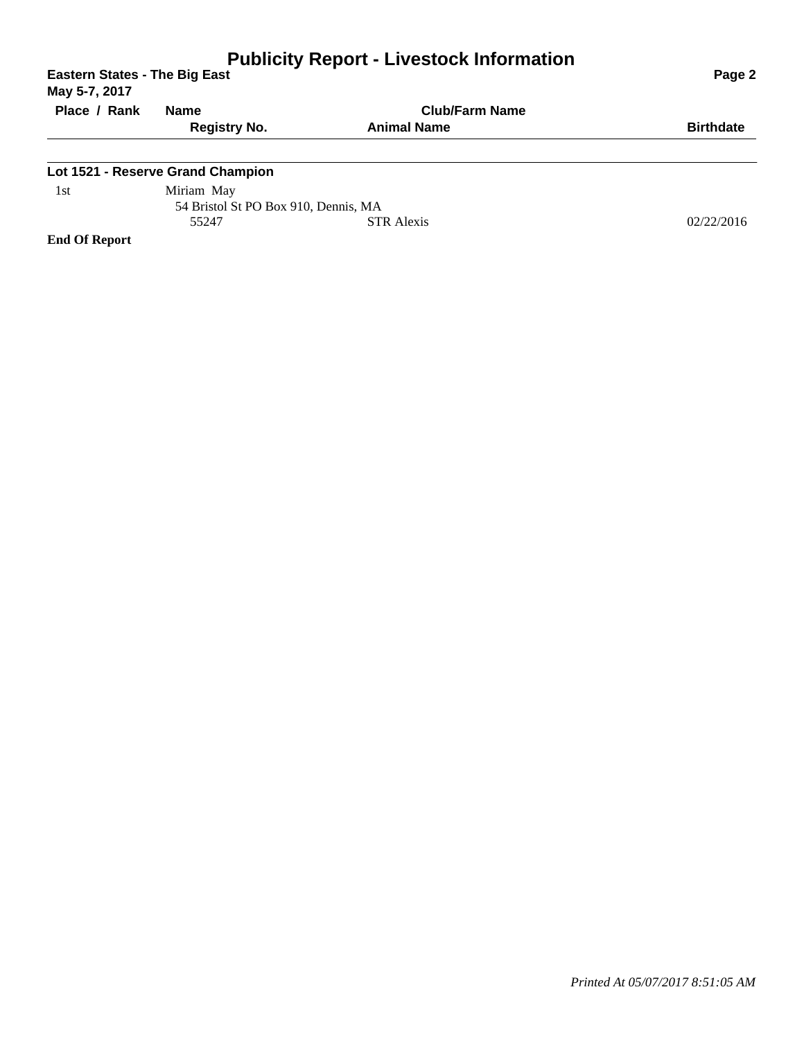# Publicity Report - Livestock Information

**Eastern States - The Big East**

**May 5-7, 2017**

| Place / Rank | Name / Registry No. | Club/Farm Name / Animal Name | Birthdate |
|---|---|---|---|

### Lot 1521 - Reserve Grand Champion

| Place / Rank | Name / Registry No. | Club/Farm Name / Animal Name | Birthdate |
|---|---|---|---|
| 1st | Miriam May<br>54 Bristol St PO Box 910, Dennis, MA<br>55247 | STR Alexis | 02/22/2016 |

**End Of Report**

*Printed At 05/07/2017 8:51:05 AM*